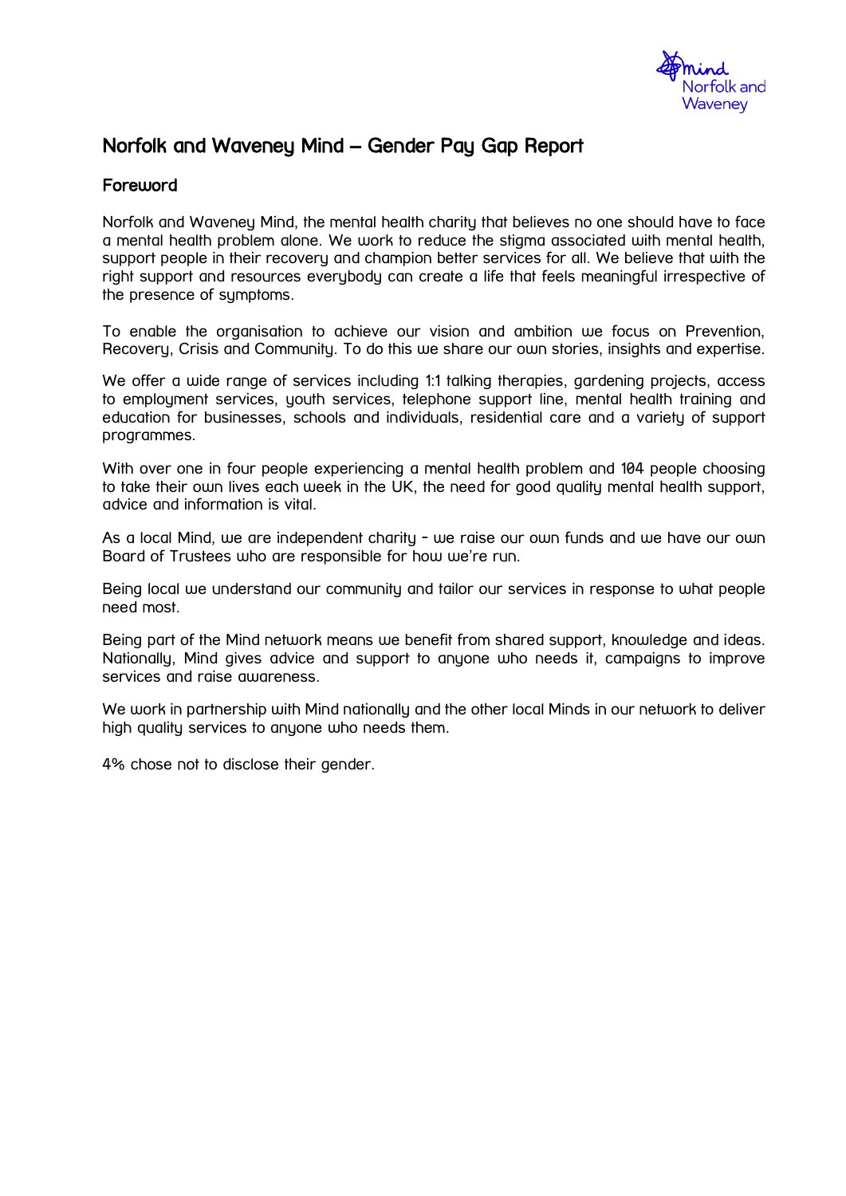# Norfolk and Waveney Mind – Gender Pay Gap Report

## Foreword

Norfolk and Waveney Mind, the mental health charity that believes no one should have to face a mental health problem alone. We work to reduce the stigma associated with mental health, support people in their recovery and champion better services for all. We believe that with the right support and resources everybody can create a life that feels meaningful irrespective of the presence of symptoms.

To enable the organisation to achieve our vision and ambition we focus on Prevention, Recovery, Crisis and Community. To do this we share our own stories, insights and expertise.

We offer a wide range of services including 1:1 talking therapies, gardening projects, access to employment services, youth services, telephone support line, mental health training and education for businesses, schools and individuals, residential care and a variety of support programmes.

With over one in four people experiencing a mental health problem and 104 people choosing to take their own lives each week in the UK, the need for good quality mental health support, advice and information is vital.

As a local Mind, we are independent charity - we raise our own funds and we have our own Board of Trustees who are responsible for how we're run.

Being local we understand our community and tailor our services in response to what people need most.

Being part of the Mind network means we benefit from shared support, knowledge and ideas. Nationally, Mind gives advice and support to anyone who needs it, campaigns to improve services and raise awareness.

We work in partnership with Mind nationally and the other local Minds in our network to deliver high quality services to anyone who needs them.

4% chose not to disclose their gender.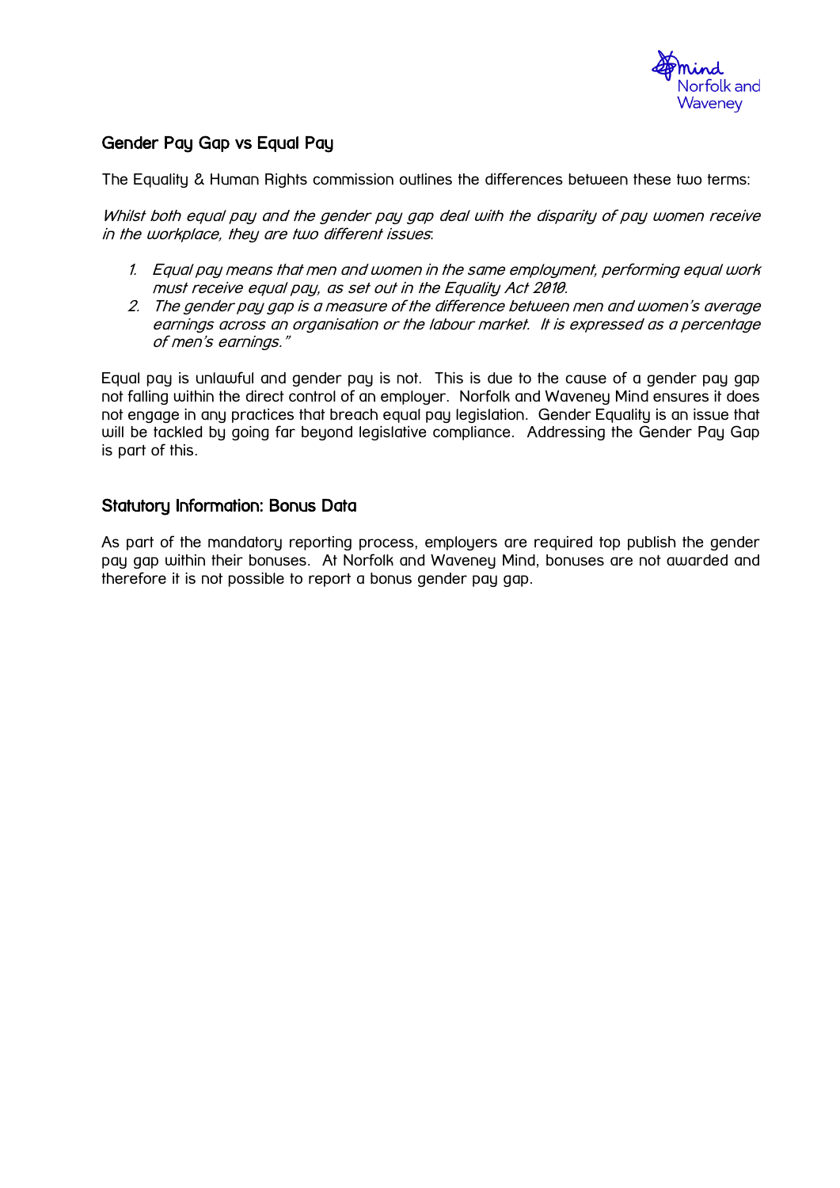## Gender Pay Gap vs Equal Pay

The Equality & Human Rights commission outlines the differences between these two terms:

*Whilst both equal pay and the gender pay gap deal with the disparity of pay women receive in the workplace, they are two different issues*:

1. *Equal pay means that men and women in the same employment, performing equal work must receive equal pay, as set out in the Equality Act 2010.*
2. *The gender pay gap is a measure of the difference between men and women's average earnings across an organisation or the labour market. It is expressed as a percentage of men's earnings."*

Equal pay is unlawful and gender pay is not. This is due to the cause of a gender pay gap not falling within the direct control of an employer. Norfolk and Waveney Mind ensures it does not engage in any practices that breach equal pay legislation. Gender Equality is an issue that will be tackled by going far beyond legislative compliance. Addressing the Gender Pay Gap is part of this.

## Statutory Information: Bonus Data

As part of the mandatory reporting process, employers are required top publish the gender pay gap within their bonuses. At Norfolk and Waveney Mind, bonuses are not awarded and therefore it is not possible to report a bonus gender pay gap.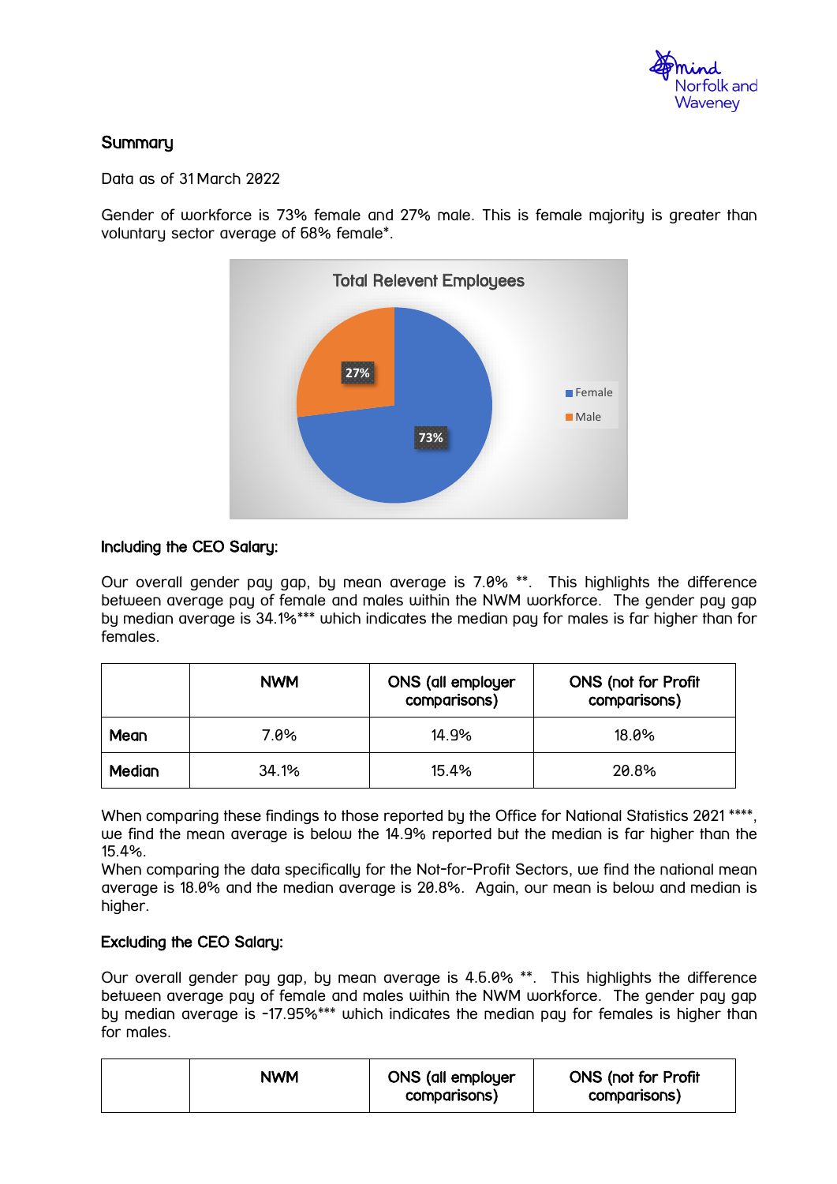## Summary

Data as of 31 March 2022

Gender of workforce is 73% female and 27% male. This is female majority is greater than voluntary sector average of 68% female*.

Total Relevent Employees

- Female: 73%
- Male: 27%

**Including the CEO Salary:**

Our overall gender pay gap, by mean average is 7.0% **. This highlights the difference between average pay of female and males within the NWM workforce. The gender pay gap by median average is 34.1%*** which indicates the median pay for males is far higher than for females.

| | NWM | ONS (all employer comparisons) | ONS (not for Profit comparisons) |
|---|---|---|---|
| **Mean** | 7.0% | 14.9% | 18.0% |
| **Median** | 34.1% | 15.4% | 20.8% |

When comparing these findings to those reported by the Office for National Statistics 2021 ****, we find the mean average is below the 14.9% reported but the median is far higher than the 15.4%.

When comparing the data specifically for the Not-for-Profit Sectors, we find the national mean average is 18.0% and the median average is 20.8%. Again, our mean is below and median is higher.

**Excluding the CEO Salary:**

Our overall gender pay gap, by mean average is 4.6.0% **. This highlights the difference between average pay of female and males within the NWM workforce. The gender pay gap by median average is -17.95%*** which indicates the median pay for females is higher than for males.

| | NWM | ONS (all employer comparisons) | ONS (not for Profit comparisons) |
|---|---|---|---|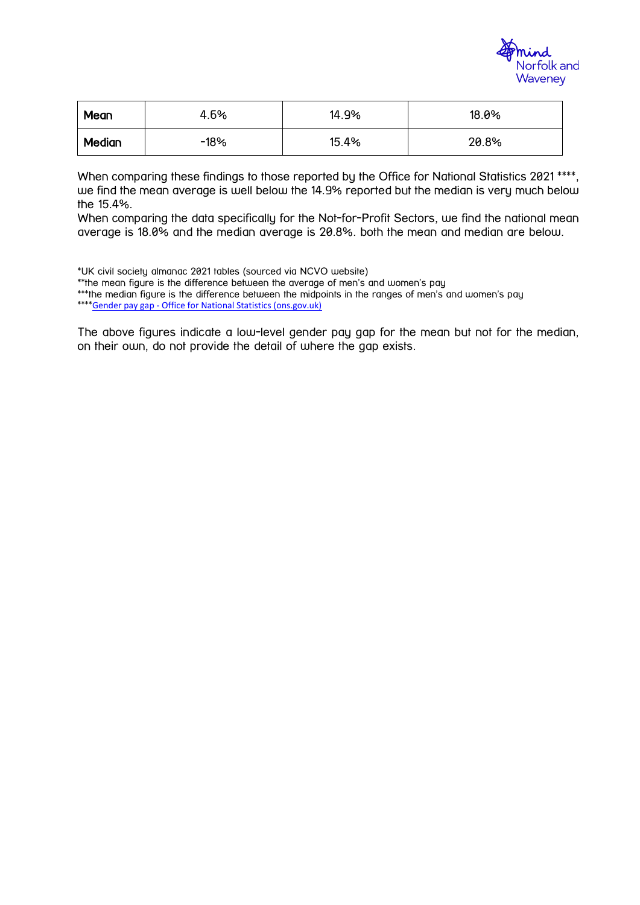| Mean | 4.6% | 14.9% | 18.0% |
|---|---|---|---|
| Median | -18% | 15.4% | 20.8% |

When comparing these findings to those reported by the Office for National Statistics 2021 ****, we find the mean average is well below the 14.9% reported but the median is very much below the 15.4%.
When comparing the data specifically for the Not-for-Profit Sectors, we find the national mean average is 18.0% and the median average is 20.8%. both the mean and median are below.

*UK civil society almanac 2021 tables (sourced via NCVO website)
**the mean figure is the difference between the average of men's and women's pay
***the median figure is the difference between the midpoints in the ranges of men's and women's pay
****Gender pay gap - Office for National Statistics (ons.gov.uk)

The above figures indicate a low-level gender pay gap for the mean but not for the median, on their own, do not provide the detail of where the gap exists.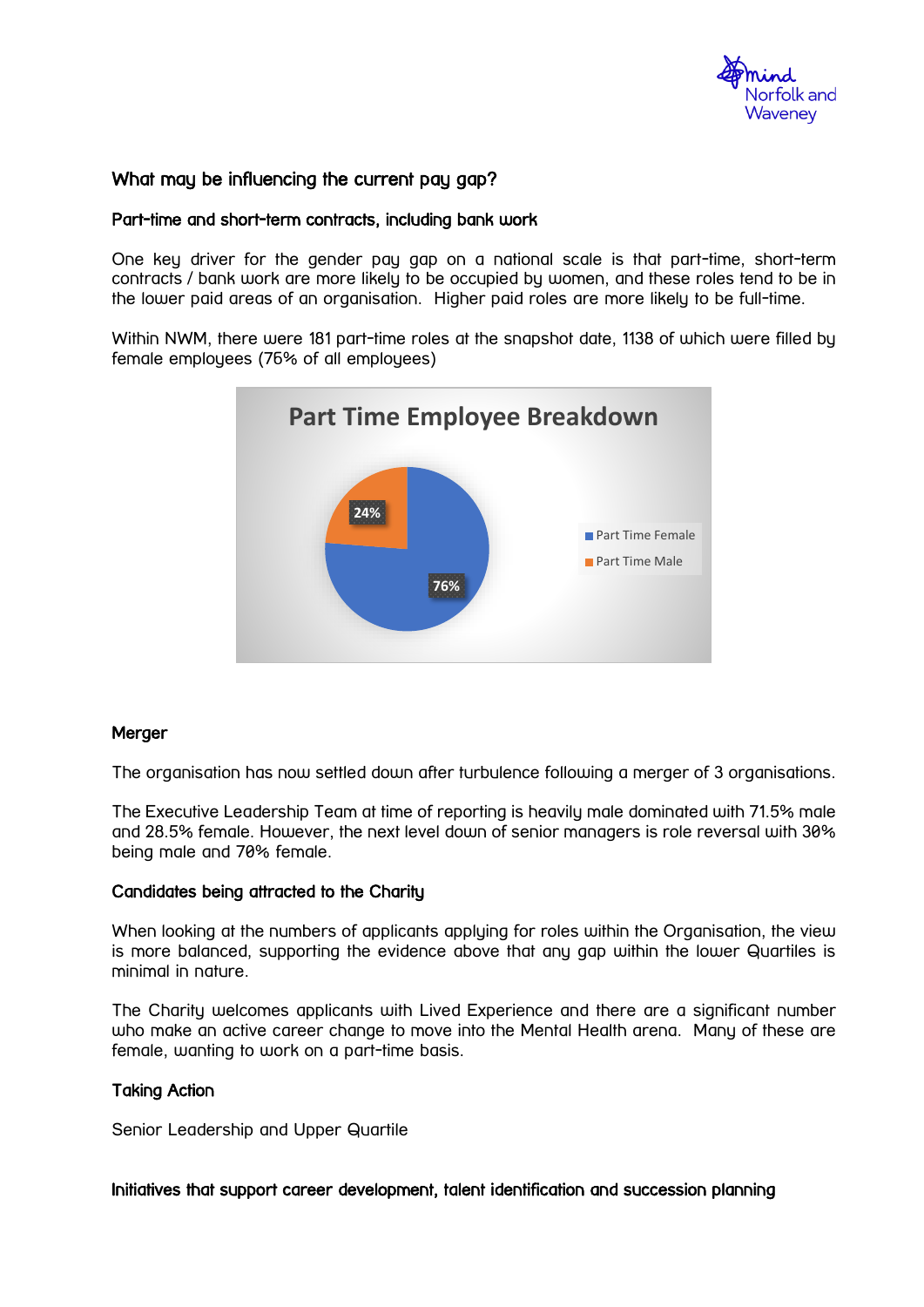## What may be influencing the current pay gap?

### Part-time and short-term contracts, including bank work

One key driver for the gender pay gap on a national scale is that part-time, short-term contracts / bank work are more likely to be occupied by women, and these roles tend to be in the lower paid areas of an organisation. Higher paid roles are more likely to be full-time.

Within NWM, there were 181 part-time roles at the snapshot date, 1138 of which were filled by female employees (76% of all employees)

**Part Time Employee Breakdown**

- Part Time Female: 76%
- Part Time Male: 24%

### Merger

The organisation has now settled down after turbulence following a merger of 3 organisations.

The Executive Leadership Team at time of reporting is heavily male dominated with 71.5% male and 28.5% female. However, the next level down of senior managers is role reversal with 30% being male and 70% female.

### Candidates being attracted to the Charity

When looking at the numbers of applicants applying for roles within the Organisation, the view is more balanced, supporting the evidence above that any gap within the lower Quartiles is minimal in nature.

The Charity welcomes applicants with Lived Experience and there are a significant number who make an active career change to move into the Mental Health arena. Many of these are female, wanting to work on a part-time basis.

### Taking Action

Senior Leadership and Upper Quartile

### Initiatives that support career development, talent identification and succession planning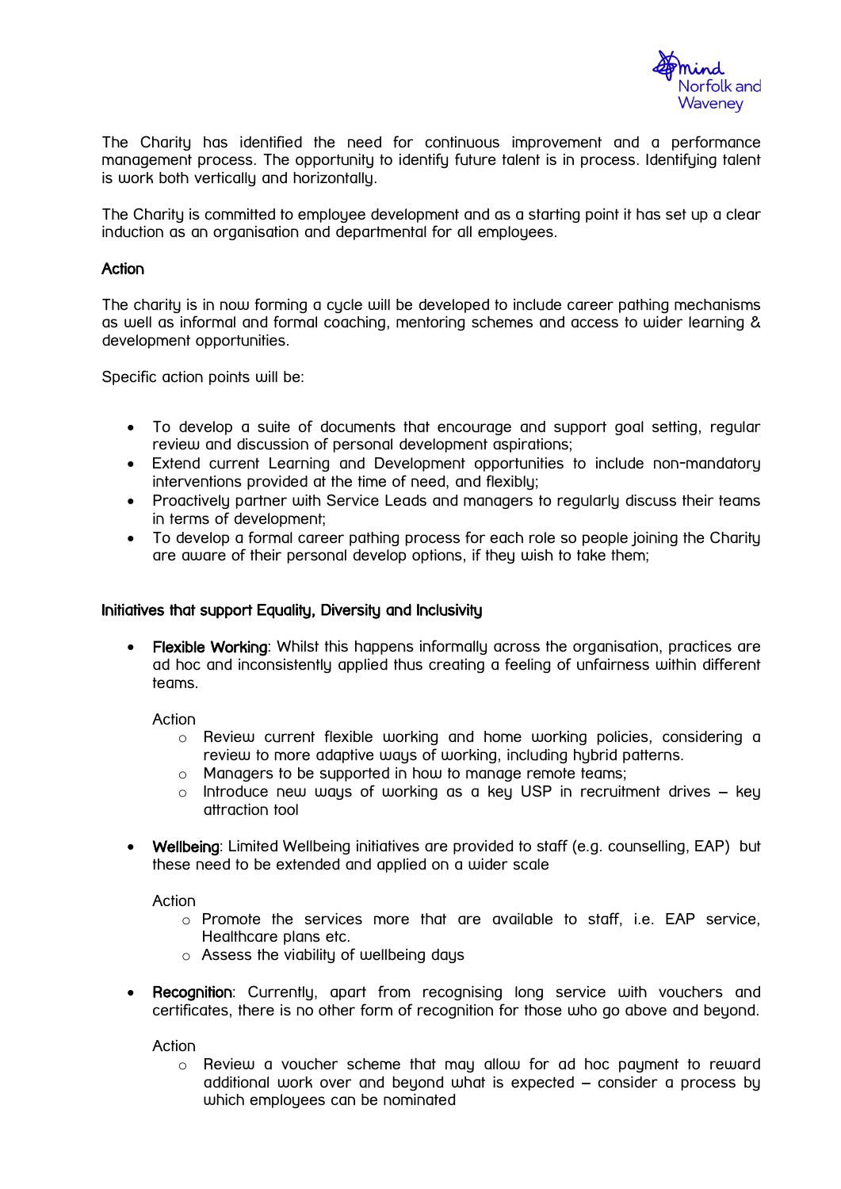The Charity has identified the need for continuous improvement and a performance management process. The opportunity to identify future talent is in process. Identifying talent is work both vertically and horizontally.

The Charity is committed to employee development and as a starting point it has set up a clear induction as an organisation and departmental for all employees.

**Action**

The charity is in now forming a cycle will be developed to include career pathing mechanisms as well as informal and formal coaching, mentoring schemes and access to wider learning & development opportunities.

Specific action points will be:

- To develop a suite of documents that encourage and support goal setting, regular review and discussion of personal development aspirations;
- Extend current Learning and Development opportunities to include non-mandatory interventions provided at the time of need, and flexibly;
- Proactively partner with Service Leads and managers to regularly discuss their teams in terms of development;
- To develop a formal career pathing process for each role so people joining the Charity are aware of their personal develop options, if they wish to take them;

**Initiatives that support Equality, Diversity and Inclusivity**

- **Flexible Working**: Whilst this happens informally across the organisation, practices are ad hoc and inconsistently applied thus creating a feeling of unfairness within different teams.

  Action
  - Review current flexible working and home working policies, considering a review to more adaptive ways of working, including hybrid patterns.
  - Managers to be supported in how to manage remote teams;
  - Introduce new ways of working as a key USP in recruitment drives – key attraction tool

- **Wellbeing**: Limited Wellbeing initiatives are provided to staff (e.g. counselling, EAP) but these need to be extended and applied on a wider scale

  Action
  - Promote the services more that are available to staff, i.e. EAP service, Healthcare plans etc.
  - Assess the viability of wellbeing days

- **Recognition**: Currently, apart from recognising long service with vouchers and certificates, there is no other form of recognition for those who go above and beyond.

  Action
  - Review a voucher scheme that may allow for ad hoc payment to reward additional work over and beyond what is expected – consider a process by which employees can be nominated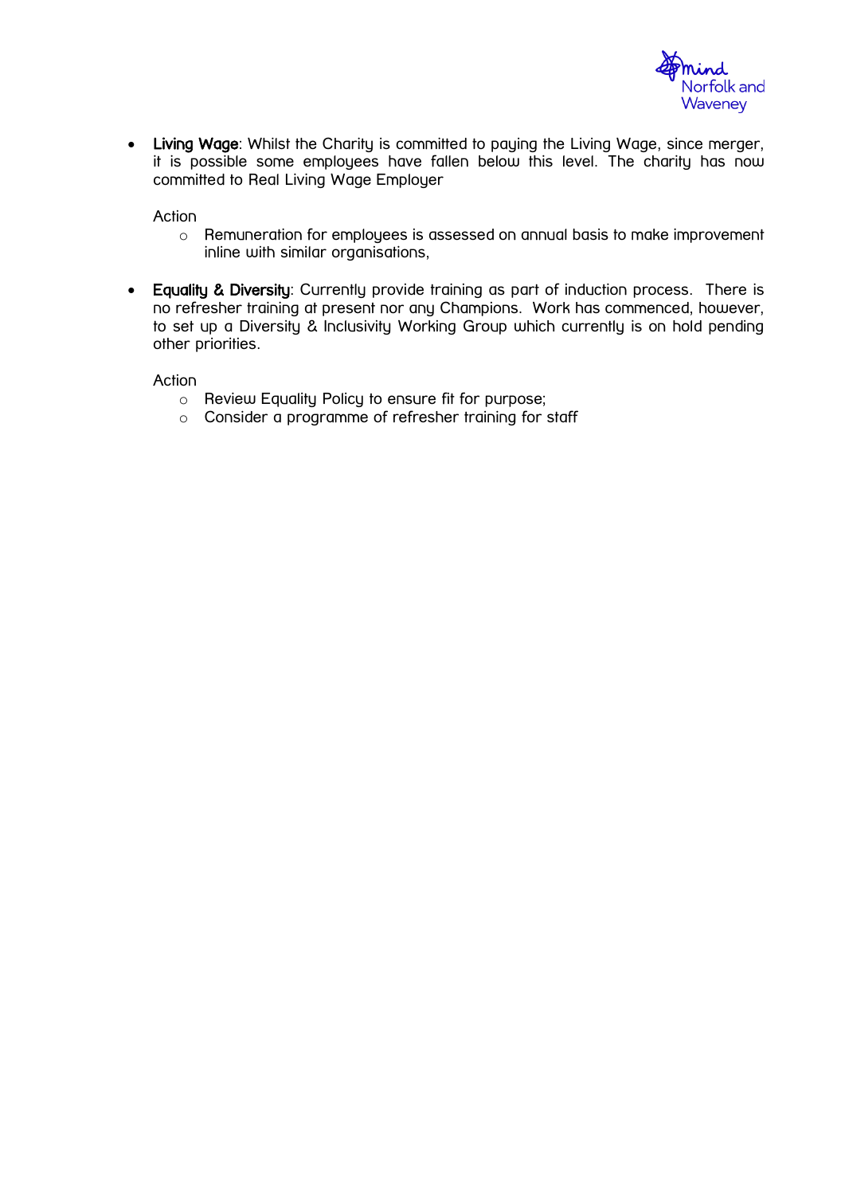- **Living Wage**: Whilst the Charity is committed to paying the Living Wage, since merger, it is possible some employees have fallen below this level. The charity has now committed to Real Living Wage Employer

  Action
  - Remuneration for employees is assessed on annual basis to make improvement inline with similar organisations,

- **Equality & Diversity**: Currently provide training as part of induction process. There is no refresher training at present nor any Champions. Work has commenced, however, to set up a Diversity & Inclusivity Working Group which currently is on hold pending other priorities.

  Action
  - Review Equality Policy to ensure fit for purpose;
  - Consider a programme of refresher training for staff